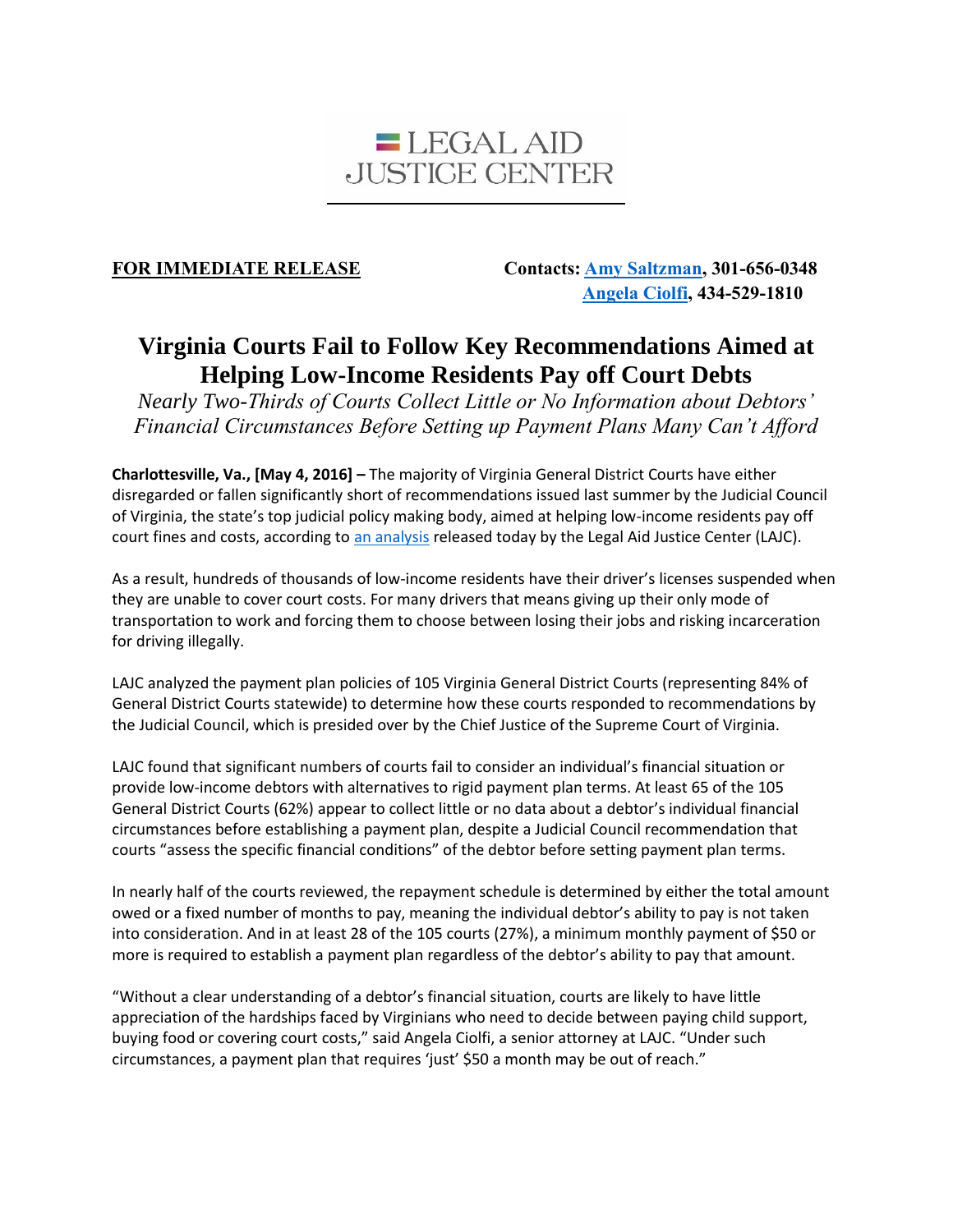LEGAL AID
JUSTICE CENTER

**FOR IMMEDIATE RELEASE** **Contacts: Amy Saltzman, 301-656-0348**
**Angela Ciolfi, 434-529-1810**

# Virginia Courts Fail to Follow Key Recommendations Aimed at Helping Low-Income Residents Pay off Court Debts

*Nearly Two-Thirds of Courts Collect Little or No Information about Debtors' Financial Circumstances Before Setting up Payment Plans Many Can't Afford*

**Charlottesville, Va., [May 4, 2016] –** The majority of Virginia General District Courts have either disregarded or fallen significantly short of recommendations issued last summer by the Judicial Council of Virginia, the state's top judicial policy making body, aimed at helping low-income residents pay off court fines and costs, according to an analysis released today by the Legal Aid Justice Center (LAJC).

As a result, hundreds of thousands of low-income residents have their driver's licenses suspended when they are unable to cover court costs. For many drivers that means giving up their only mode of transportation to work and forcing them to choose between losing their jobs and risking incarceration for driving illegally.

LAJC analyzed the payment plan policies of 105 Virginia General District Courts (representing 84% of General District Courts statewide) to determine how these courts responded to recommendations by the Judicial Council, which is presided over by the Chief Justice of the Supreme Court of Virginia.

LAJC found that significant numbers of courts fail to consider an individual's financial situation or provide low-income debtors with alternatives to rigid payment plan terms. At least 65 of the 105 General District Courts (62%) appear to collect little or no data about a debtor's individual financial circumstances before establishing a payment plan, despite a Judicial Council recommendation that courts "assess the specific financial conditions" of the debtor before setting payment plan terms.

In nearly half of the courts reviewed, the repayment schedule is determined by either the total amount owed or a fixed number of months to pay, meaning the individual debtor's ability to pay is not taken into consideration. And in at least 28 of the 105 courts (27%), a minimum monthly payment of $50 or more is required to establish a payment plan regardless of the debtor's ability to pay that amount.

"Without a clear understanding of a debtor's financial situation, courts are likely to have little appreciation of the hardships faced by Virginians who need to decide between paying child support, buying food or covering court costs," said Angela Ciolfi, a senior attorney at LAJC. "Under such circumstances, a payment plan that requires 'just' $50 a month may be out of reach."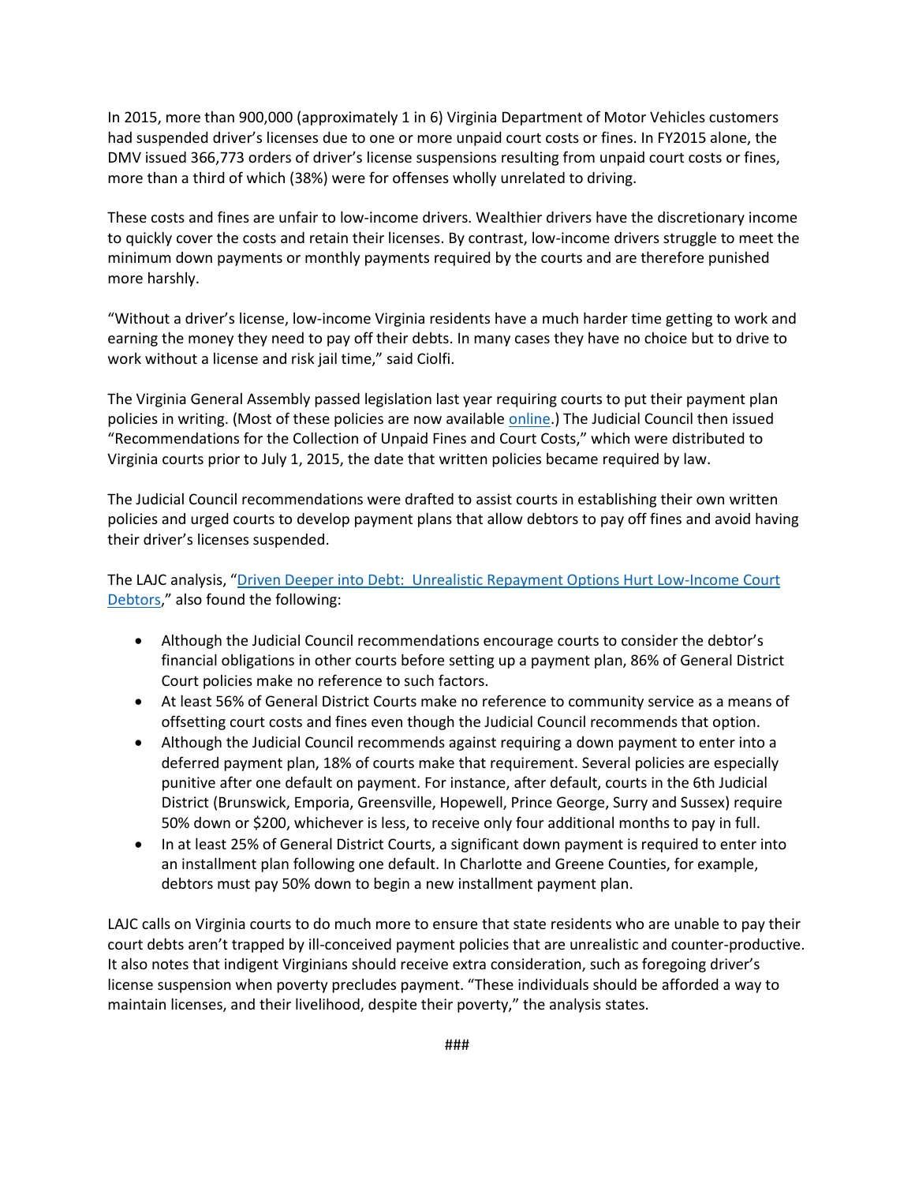In 2015, more than 900,000 (approximately 1 in 6) Virginia Department of Motor Vehicles customers had suspended driver's licenses due to one or more unpaid court costs or fines. In FY2015 alone, the DMV issued 366,773 orders of driver's license suspensions resulting from unpaid court costs or fines, more than a third of which (38%) were for offenses wholly unrelated to driving.

These costs and fines are unfair to low-income drivers. Wealthier drivers have the discretionary income to quickly cover the costs and retain their licenses. By contrast, low-income drivers struggle to meet the minimum down payments or monthly payments required by the courts and are therefore punished more harshly.

"Without a driver's license, low-income Virginia residents have a much harder time getting to work and earning the money they need to pay off their debts. In many cases they have no choice but to drive to work without a license and risk jail time," said Ciolfi.

The Virginia General Assembly passed legislation last year requiring courts to put their payment plan policies in writing. (Most of these policies are now available [online](online).) The Judicial Council then issued "Recommendations for the Collection of Unpaid Fines and Court Costs," which were distributed to Virginia courts prior to July 1, 2015, the date that written policies became required by law.

The Judicial Council recommendations were drafted to assist courts in establishing their own written policies and urged courts to develop payment plans that allow debtors to pay off fines and avoid having their driver's licenses suspended.

The LAJC analysis, "[Driven Deeper into Debt: Unrealistic Repayment Options Hurt Low-Income Court Debtors](Driven Deeper into Debt: Unrealistic Repayment Options Hurt Low-Income Court Debtors)," also found the following:

- Although the Judicial Council recommendations encourage courts to consider the debtor's financial obligations in other courts before setting up a payment plan, 86% of General District Court policies make no reference to such factors.
- At least 56% of General District Courts make no reference to community service as a means of offsetting court costs and fines even though the Judicial Council recommends that option.
- Although the Judicial Council recommends against requiring a down payment to enter into a deferred payment plan, 18% of courts make that requirement. Several policies are especially punitive after one default on payment. For instance, after default, courts in the 6th Judicial District (Brunswick, Emporia, Greensville, Hopewell, Prince George, Surry and Sussex) require 50% down or $200, whichever is less, to receive only four additional months to pay in full.
- In at least 25% of General District Courts, a significant down payment is required to enter into an installment plan following one default. In Charlotte and Greene Counties, for example, debtors must pay 50% down to begin a new installment payment plan.

LAJC calls on Virginia courts to do much more to ensure that state residents who are unable to pay their court debts aren't trapped by ill-conceived payment policies that are unrealistic and counter-productive. It also notes that indigent Virginians should receive extra consideration, such as foregoing driver's license suspension when poverty precludes payment. "These individuals should be afforded a way to maintain licenses, and their livelihood, despite their poverty," the analysis states.

###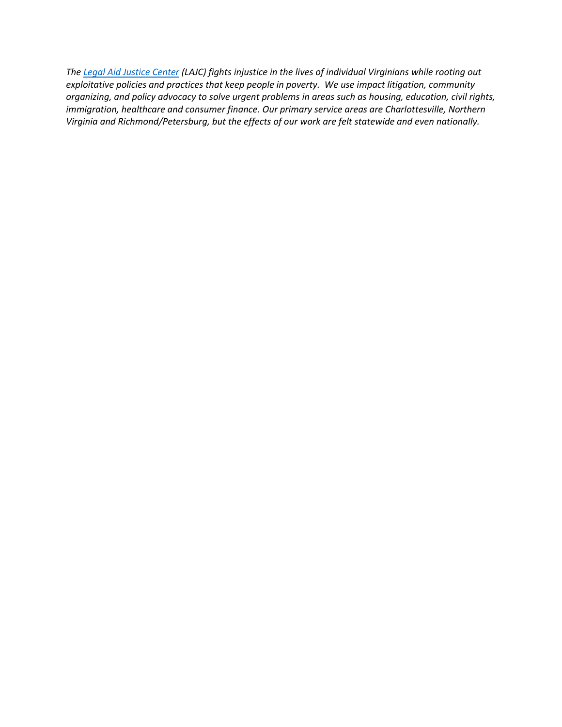*The [Legal Aid Justice Center](#) (LAJC) fights injustice in the lives of individual Virginians while rooting out exploitative policies and practices that keep people in poverty. We use impact litigation, community organizing, and policy advocacy to solve urgent problems in areas such as housing, education, civil rights, immigration, healthcare and consumer finance. Our primary service areas are Charlottesville, Northern Virginia and Richmond/Petersburg, but the effects of our work are felt statewide and even nationally.*